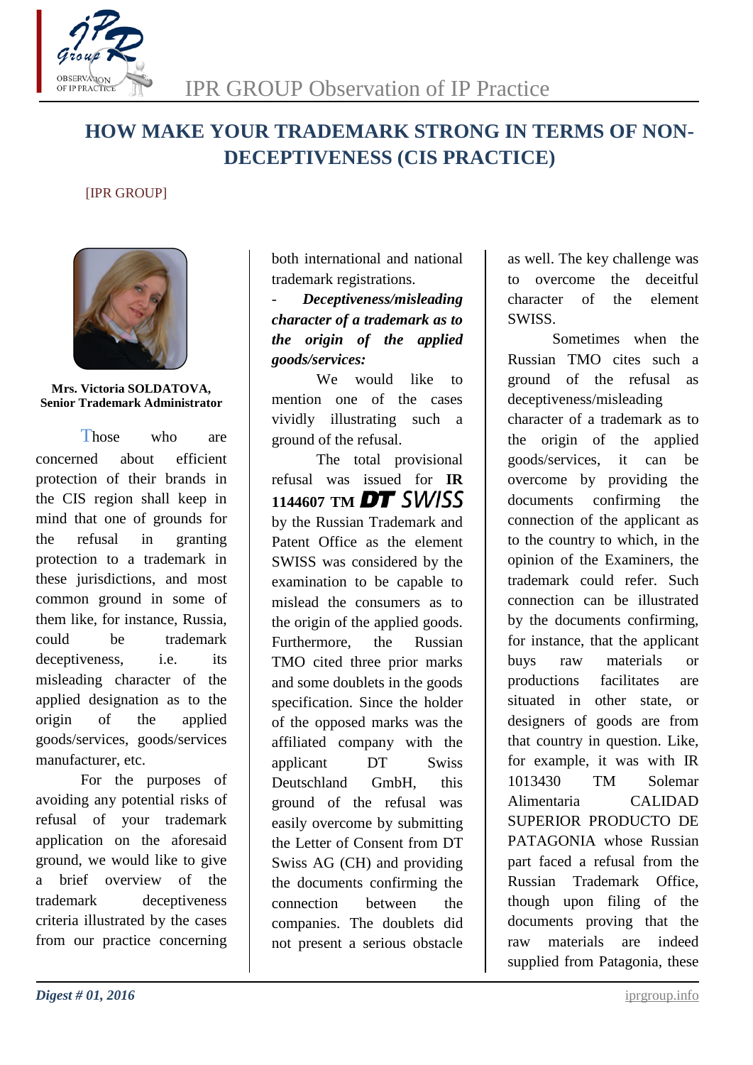# HOW MAKE YOUR TRADEMARK STRONG IN TERMS OF NON-DECEPTIVENESS (CIS PRACTICE)

[IPR GROUP]

**Mrs. Victoria SOLDATOVA,**
**Senior Trademark Administrator**

Those who are concerned about efficient protection of their brands in the CIS region shall keep in mind that one of grounds for the refusal in granting protection to a trademark in these jurisdictions, and most common ground in some of them like, for instance, Russia, could be trademark deceptiveness, i.e. its misleading character of the applied designation as to the origin of the applied goods/services, goods/services manufacturer, etc.

For the purposes of avoiding any potential risks of refusal of your trademark application on the aforesaid ground, we would like to give a brief overview of the trademark deceptiveness criteria illustrated by the cases from our practice concerning both international and national trademark registrations.

- ***Deceptiveness/misleading character of a trademark as to the origin of the applied goods/services:***

We would like to mention one of the cases vividly illustrating such a ground of the refusal.

The total provisional refusal was issued for **IR 1144607 TM DT SWISS** by the Russian Trademark and Patent Office as the element SWISS was considered by the examination to be capable to mislead the consumers as to the origin of the applied goods. Furthermore, the Russian TMO cited three prior marks and some doublets in the goods specification. Since the holder of the opposed marks was the affiliated company with the applicant DT Swiss Deutschland GmbH, this ground of the refusal was easily overcome by submitting the Letter of Consent from DT Swiss AG (CH) and providing the documents confirming the connection between the companies. The doublets did not present a serious obstacle as well. The key challenge was to overcome the deceitful character of the element SWISS.

Sometimes when the Russian TMO cites such a ground of the refusal as deceptiveness/misleading character of a trademark as to the origin of the applied goods/services, it can be overcome by providing the documents confirming the connection of the applicant as to the country to which, in the opinion of the Examiners, the trademark could refer. Such connection can be illustrated by the documents confirming, for instance, that the applicant buys raw materials or productions facilitates are situated in other state, or designers of goods are from that country in question. Like, for example, it was with IR 1013430 TM Solemar Alimentaria CALIDAD SUPERIOR PRODUCTO DE PATAGONIA whose Russian part faced a refusal from the Russian Trademark Office, though upon filing of the documents proving that the raw materials are indeed supplied from Patagonia, these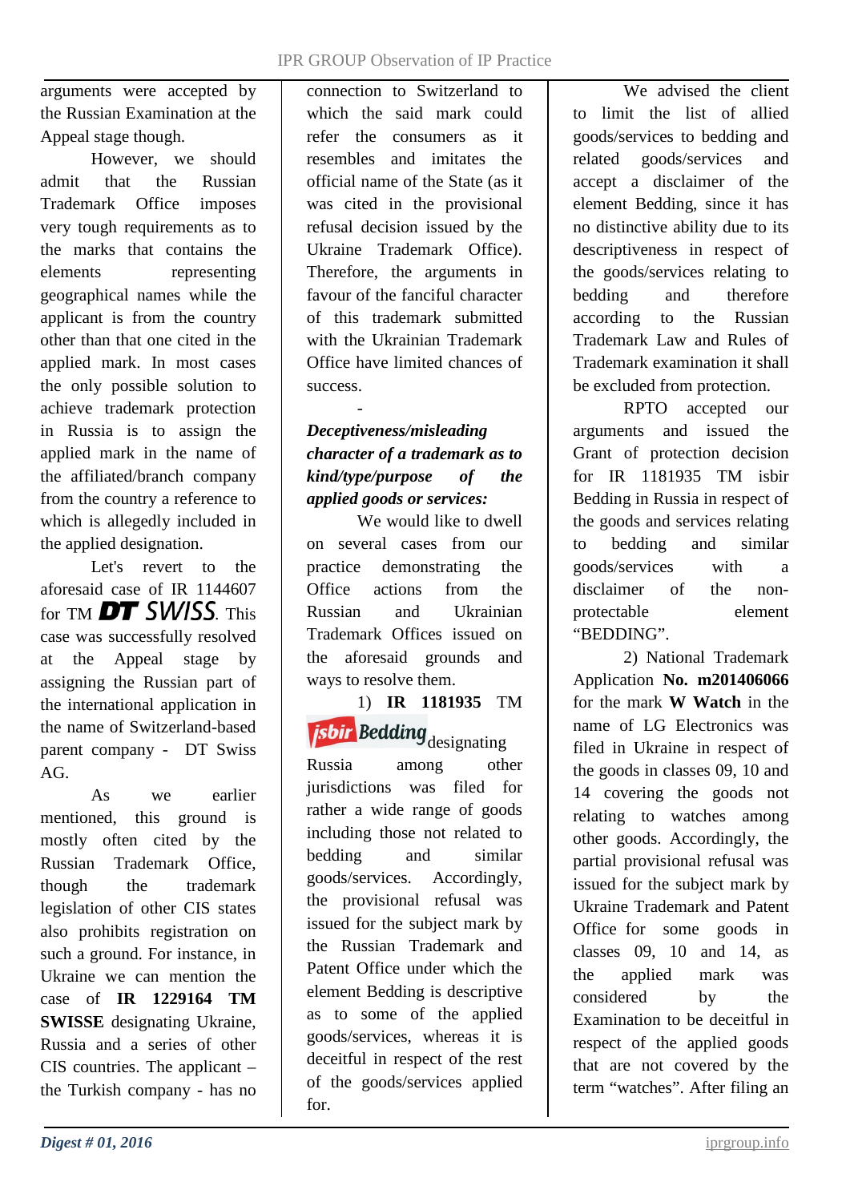arguments were accepted by the Russian Examination at the Appeal stage though.

However, we should admit that the Russian Trademark Office imposes very tough requirements as to the marks that contains the elements representing geographical names while the applicant is from the country other than that one cited in the applied mark. In most cases the only possible solution to achieve trademark protection in Russia is to assign the applied mark in the name of the affiliated/branch company from the country a reference to which is allegedly included in the applied designation.

Let's revert to the aforesaid case of IR 1144607 for TM **DT** *SWISS*. This case was successfully resolved at the Appeal stage by assigning the Russian part of the international application in the name of Switzerland-based parent company - DT Swiss AG.

As we earlier mentioned, this ground is mostly often cited by the Russian Trademark Office, though the trademark legislation of other CIS states also prohibits registration on such a ground. For instance, in Ukraine we can mention the case of **IR 1229164 TM SWISSE** designating Ukraine, Russia and a series of other CIS countries. The applicant – the Turkish company - has no connection to Switzerland to which the said mark could refer the consumers as it resembles and imitates the official name of the State (as it was cited in the provisional refusal decision issued by the Ukraine Trademark Office). Therefore, the arguments in favour of the fanciful character of this trademark submitted with the Ukrainian Trademark Office have limited chances of success.

-

***Deceptiveness/misleading character of a trademark as to kind/type/purpose of the applied goods or services:***

We would like to dwell on several cases from our practice demonstrating the Office actions from the Russian and Ukrainian Trademark Offices issued on the aforesaid grounds and ways to resolve them.

1) **IR 1181935** TM *isbir Bedding* designating Russia among other jurisdictions was filed for rather a wide range of goods including those not related to bedding and similar goods/services. Accordingly, the provisional refusal was issued for the subject mark by the Russian Trademark and Patent Office under which the element Bedding is descriptive as to some of the applied goods/services, whereas it is deceitful in respect of the rest of the goods/services applied for.

We advised the client to limit the list of allied goods/services to bedding and related goods/services and accept a disclaimer of the element Bedding, since it has no distinctive ability due to its descriptiveness in respect of the goods/services relating to bedding and therefore according to the Russian Trademark Law and Rules of Trademark examination it shall be excluded from protection.

RPTO accepted our arguments and issued the Grant of protection decision for IR 1181935 TM isbir Bedding in Russia in respect of the goods and services relating to bedding and similar goods/services with a disclaimer of the non-protectable element "BEDDING".

2) National Trademark Application **No. m201406066** for the mark **W Watch** in the name of LG Electronics was filed in Ukraine in respect of the goods in classes 09, 10 and 14 covering the goods not relating to watches among other goods. Accordingly, the partial provisional refusal was issued for the subject mark by Ukraine Trademark and Patent Office for some goods in classes 09, 10 and 14, as the applied mark was considered by the Examination to be deceitful in respect of the applied goods that are not covered by the term "watches". After filing an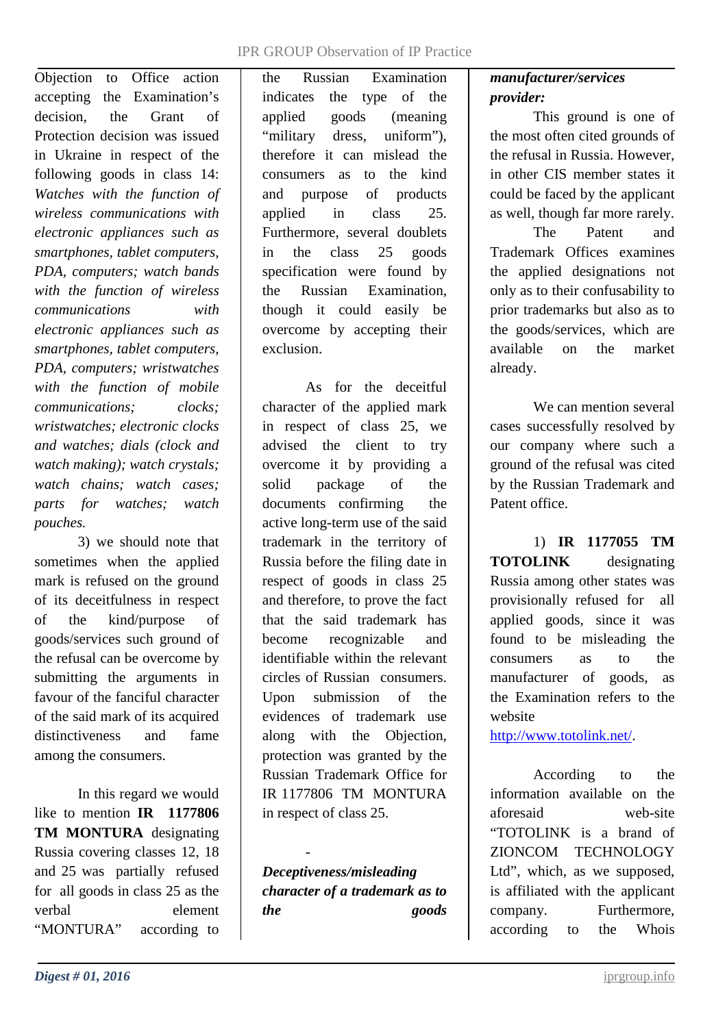Objection to Office action accepting the Examination's decision, the Grant of Protection decision was issued in Ukraine in respect of the following goods in class 14: *Watches with the function of wireless communications with electronic appliances such as smartphones, tablet computers, PDA, computers; watch bands with the function of wireless communications with electronic appliances such as smartphones, tablet computers, PDA, computers; wristwatches with the function of mobile communications; clocks; wristwatches; electronic clocks and watches; dials (clock and watch making); watch crystals; watch chains; watch cases; parts for watches; watch pouches.*

3) we should note that sometimes when the applied mark is refused on the ground of its deceitfulness in respect of the kind/purpose of goods/services such ground of the refusal can be overcome by submitting the arguments in favour of the fanciful character of the said mark of its acquired distinctiveness and fame among the consumers.

In this regard we would like to mention **IR 1177806 TM MONTURA** designating Russia covering classes 12, 18 and 25 was partially refused for all goods in class 25 as the verbal element "MONTURA" according to the Russian Examination indicates the type of the applied goods (meaning "military dress, uniform"), therefore it can mislead the consumers as to the kind and purpose of products applied in class 25. Furthermore, several doublets in the class 25 goods specification were found by the Russian Examination, though it could easily be overcome by accepting their exclusion.

As for the deceitful character of the applied mark in respect of class 25, we advised the client to try overcome it by providing a solid package of the documents confirming the active long-term use of the said trademark in the territory of Russia before the filing date in respect of goods in class 25 and therefore, to prove the fact that the said trademark has become recognizable and identifiable within the relevant circles of Russian consumers. Upon submission of the evidences of trademark use along with the Objection, protection was granted by the Russian Trademark Office for IR 1177806 TM MONTURA in respect of class 25.

- ***Deceptiveness/misleading character of a trademark as to the goods manufacturer/services provider:***

This ground is one of the most often cited grounds of the refusal in Russia. However, in other CIS member states it could be faced by the applicant as well, though far more rarely.

The Patent and Trademark Offices examines the applied designations not only as to their confusability to prior trademarks but also as to the goods/services, which are available on the market already.

We can mention several cases successfully resolved by our company where such a ground of the refusal was cited by the Russian Trademark and Patent office.

1) **IR 1177055 TM TOTOLINK** designating Russia among other states was provisionally refused for all applied goods, since it was found to be misleading the consumers as to the manufacturer of goods, as the Examination refers to the website http://www.totolink.net/.

According to the information available on the aforesaid web-site "TOTOLINK is a brand of ZIONCOM TECHNOLOGY Ltd", which, as we supposed, is affiliated with the applicant company. Furthermore, according to the Whois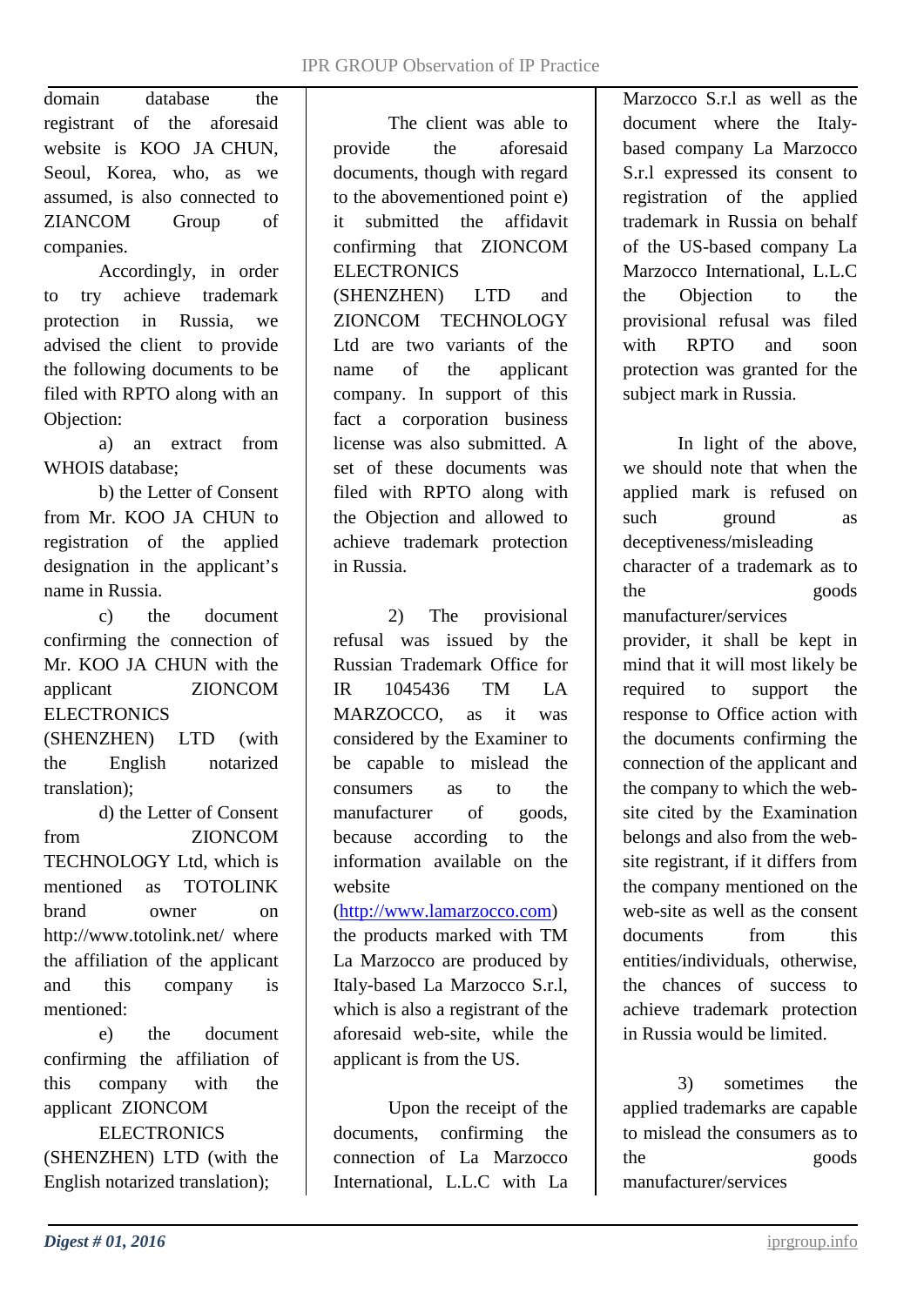domain database the registrant of the aforesaid website is KOO JA CHUN, Seoul, Korea, who, as we assumed, is also connected to ZIANCOM Group of companies.

Accordingly, in order to try achieve trademark protection in Russia, we advised the client to provide the following documents to be filed with RPTO along with an Objection:

a) an extract from WHOIS database;

b) the Letter of Consent from Mr. KOO JA CHUN to registration of the applied designation in the applicant's name in Russia.

c) the document confirming the connection of Mr. KOO JA CHUN with the applicant ZIONCOM ELECTRONICS (SHENZHEN) LTD (with the English notarized translation);

d) the Letter of Consent from ZIONCOM TECHNOLOGY Ltd, which is mentioned as TOTOLINK brand owner on http://www.totolink.net/ where the affiliation of the applicant and this company is mentioned:

e) the document confirming the affiliation of this company with the applicant ZIONCOM ELECTRONICS (SHENZHEN) LTD (with the English notarized translation);

The client was able to provide the aforesaid documents, though with regard to the abovementioned point e) it submitted the affidavit confirming that ZIONCOM ELECTRONICS (SHENZHEN) LTD and ZIONCOM TECHNOLOGY Ltd are two variants of the name of the applicant company. In support of this fact a corporation business license was also submitted. A set of these documents was filed with RPTO along with the Objection and allowed to achieve trademark protection in Russia.

2) The provisional refusal was issued by the Russian Trademark Office for IR 1045436 TM LA MARZOCCO, as it was considered by the Examiner to be capable to mislead the consumers as to the manufacturer of goods, because according to the information available on the website (http://www.lamarzocco.com) the products marked with TM La Marzocco are produced by Italy-based La Marzocco S.r.l, which is also a registrant of the aforesaid web-site, while the applicant is from the US.

Upon the receipt of the documents, confirming the connection of La Marzocco International, L.L.C with La Marzocco S.r.l as well as the document where the Italy-based company La Marzocco S.r.l expressed its consent to registration of the applied trademark in Russia on behalf of the US-based company La Marzocco International, L.L.C the Objection to the provisional refusal was filed with RPTO and soon protection was granted for the subject mark in Russia.

In light of the above, we should note that when the applied mark is refused on such ground as deceptiveness/misleading character of a trademark as to the goods manufacturer/services provider, it shall be kept in mind that it will most likely be required to support the response to Office action with the documents confirming the connection of the applicant and the company to which the web-site cited by the Examination belongs and also from the web-site registrant, if it differs from the company mentioned on the web-site as well as the consent documents from this entities/individuals, otherwise, the chances of success to achieve trademark protection in Russia would be limited.

3) sometimes the applied trademarks are capable to mislead the consumers as to the goods manufacturer/services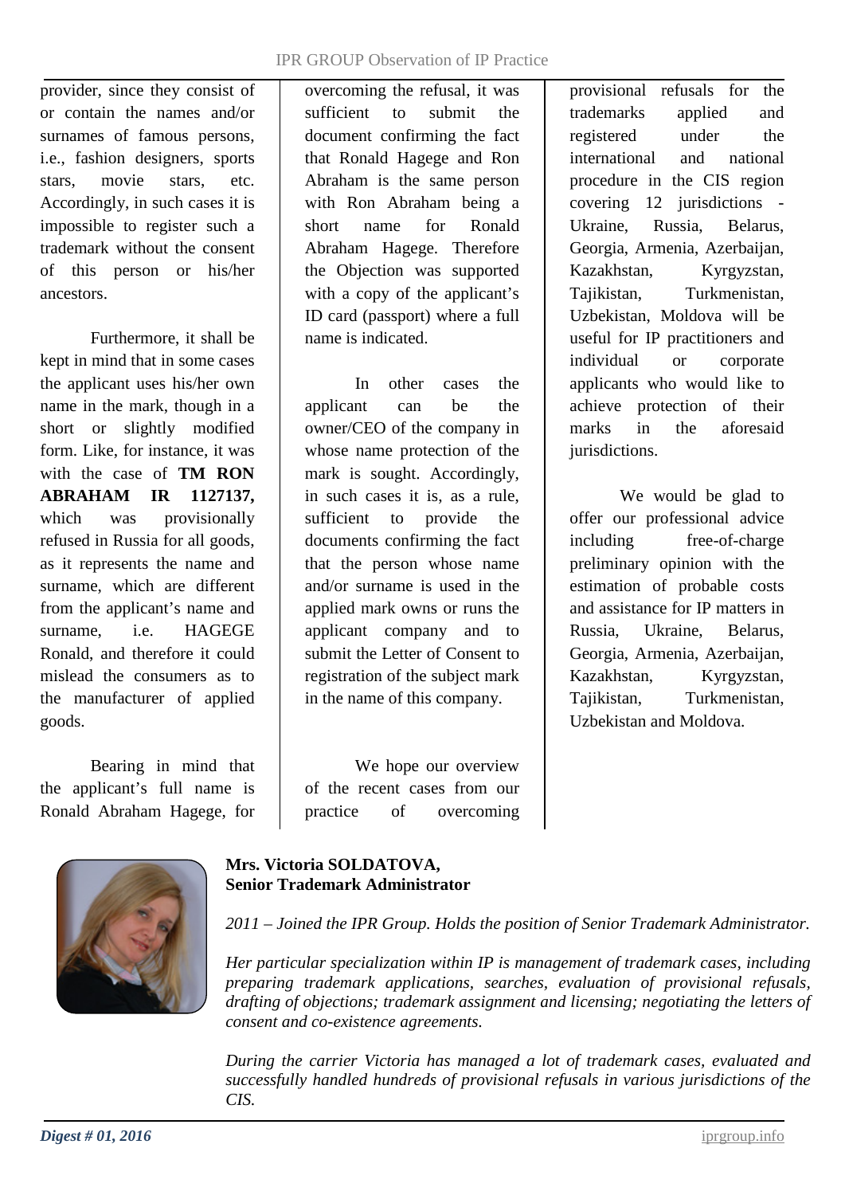provider, since they consist of or contain the names and/or surnames of famous persons, i.e., fashion designers, sports stars, movie stars, etc. Accordingly, in such cases it is impossible to register such a trademark without the consent of this person or his/her ancestors.

Furthermore, it shall be kept in mind that in some cases the applicant uses his/her own name in the mark, though in a short or slightly modified form. Like, for instance, it was with the case of **TM RON ABRAHAM IR 1127137,** which was provisionally refused in Russia for all goods, as it represents the name and surname, which are different from the applicant's name and surname, i.e. HAGEGE Ronald, and therefore it could mislead the consumers as to the manufacturer of applied goods.

Bearing in mind that the applicant's full name is Ronald Abraham Hagege, for overcoming the refusal, it was sufficient to submit the document confirming the fact that Ronald Hagege and Ron Abraham is the same person with Ron Abraham being a short name for Ronald Abraham Hagege. Therefore the Objection was supported with a copy of the applicant's ID card (passport) where a full name is indicated.

In other cases the applicant can be the owner/CEO of the company in whose name protection of the mark is sought. Accordingly, in such cases it is, as a rule, sufficient to provide the documents confirming the fact that the person whose name and/or surname is used in the applied mark owns or runs the applicant company and to submit the Letter of Consent to registration of the subject mark in the name of this company.

We hope our overview of the recent cases from our practice of overcoming provisional refusals for the trademarks applied and registered under the international and national procedure in the CIS region covering 12 jurisdictions - Ukraine, Russia, Belarus, Georgia, Armenia, Azerbaijan, Kazakhstan, Kyrgyzstan, Tajikistan, Turkmenistan, Uzbekistan, Moldova will be useful for IP practitioners and individual or corporate applicants who would like to achieve protection of their marks in the aforesaid jurisdictions.

We would be glad to offer our professional advice including free-of-charge preliminary opinion with the estimation of probable costs and assistance for IP matters in Russia, Ukraine, Belarus, Georgia, Armenia, Azerbaijan, Kazakhstan, Kyrgyzstan, Tajikistan, Turkmenistan, Uzbekistan and Moldova.

**Mrs. Victoria SOLDATOVA,**
**Senior Trademark Administrator**

*2011 – Joined the IPR Group. Holds the position of Senior Trademark Administrator.*

*Her particular specialization within IP is management of trademark cases, including preparing trademark applications, searches, evaluation of provisional refusals, drafting of objections; trademark assignment and licensing; negotiating the letters of consent and co-existence agreements.*

*During the carrier Victoria has managed a lot of trademark cases, evaluated and successfully handled hundreds of provisional refusals in various jurisdictions of the CIS.*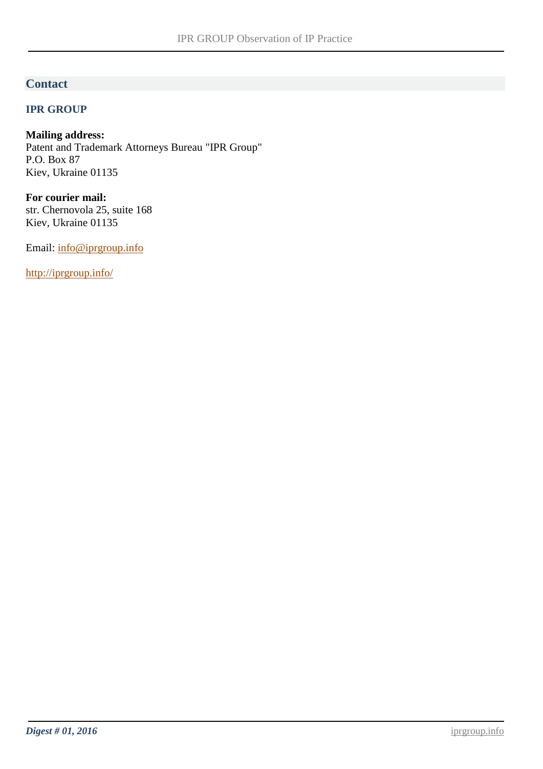## Contact

### IPR GROUP

**Mailing address:**
Patent and Trademark Attorneys Bureau "IPR Group"
P.O. Box 87
Kiev, Ukraine 01135

**For courier mail:**
str. Chernovola 25, suite 168
Kiev, Ukraine 01135

Email: info@iprgroup.info

http://iprgroup.info/